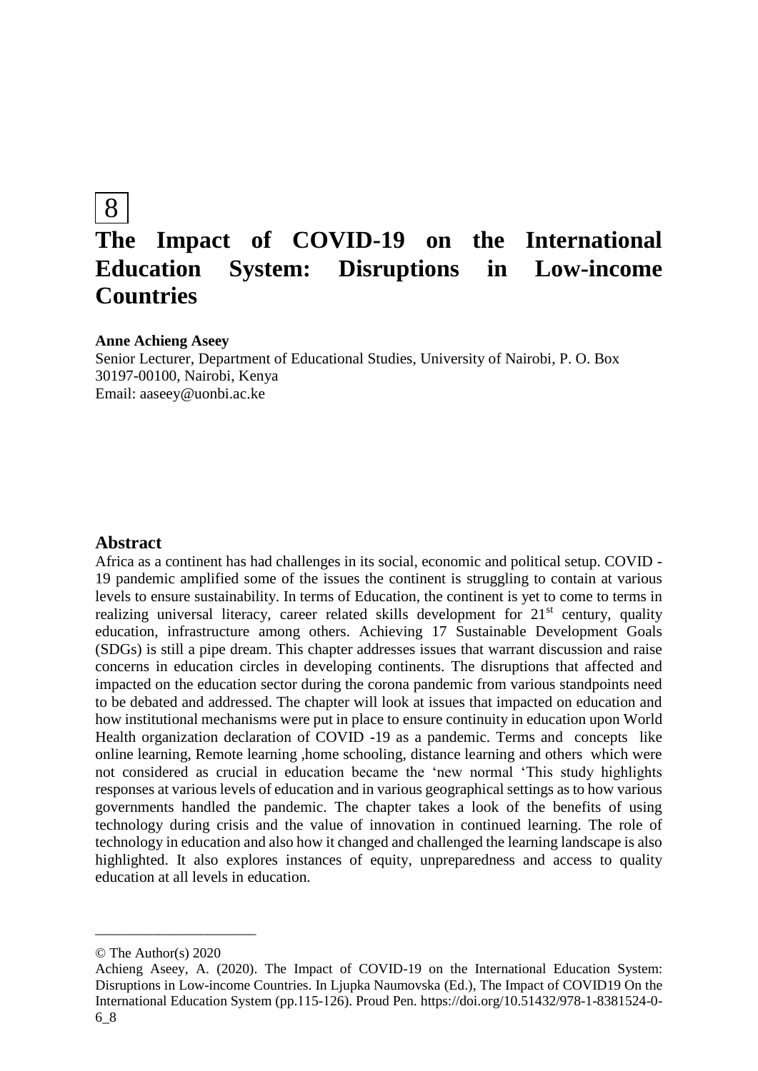8

# The Impact of COVID-19 on the International Education System: Disruptions in Low-income Countries

**Anne Achieng Aseey**

Senior Lecturer, Department of Educational Studies, University of Nairobi, P. O. Box 30197-00100, Nairobi, Kenya

Email: aaseey@uonbi.ac.ke

## Abstract

Africa as a continent has had challenges in its social, economic and political setup. COVID - 19 pandemic amplified some of the issues the continent is struggling to contain at various levels to ensure sustainability. In terms of Education, the continent is yet to come to terms in realizing universal literacy, career related skills development for 21st century, quality education, infrastructure among others. Achieving 17 Sustainable Development Goals (SDGs) is still a pipe dream. This chapter addresses issues that warrant discussion and raise concerns in education circles in developing continents. The disruptions that affected and impacted on the education sector during the corona pandemic from various standpoints need to be debated and addressed. The chapter will look at issues that impacted on education and how institutional mechanisms were put in place to ensure continuity in education upon World Health organization declaration of COVID -19 as a pandemic. Terms and concepts like online learning, Remote learning ,home schooling, distance learning and others which were not considered as crucial in education became the 'new normal 'This study highlights responses at various levels of education and in various geographical settings as to how various governments handled the pandemic. The chapter takes a look of the benefits of using technology during crisis and the value of innovation in continued learning. The role of technology in education and also how it changed and challenged the learning landscape is also highlighted. It also explores instances of equity, unpreparedness and access to quality education at all levels in education.

---

© The Author(s) 2020

Achieng Aseey, A. (2020). The Impact of COVID-19 on the International Education System: Disruptions in Low-income Countries. In Ljupka Naumovska (Ed.), The Impact of COVID19 On the International Education System (pp.115-126). Proud Pen. https://doi.org/10.51432/978-1-8381524-0-6_8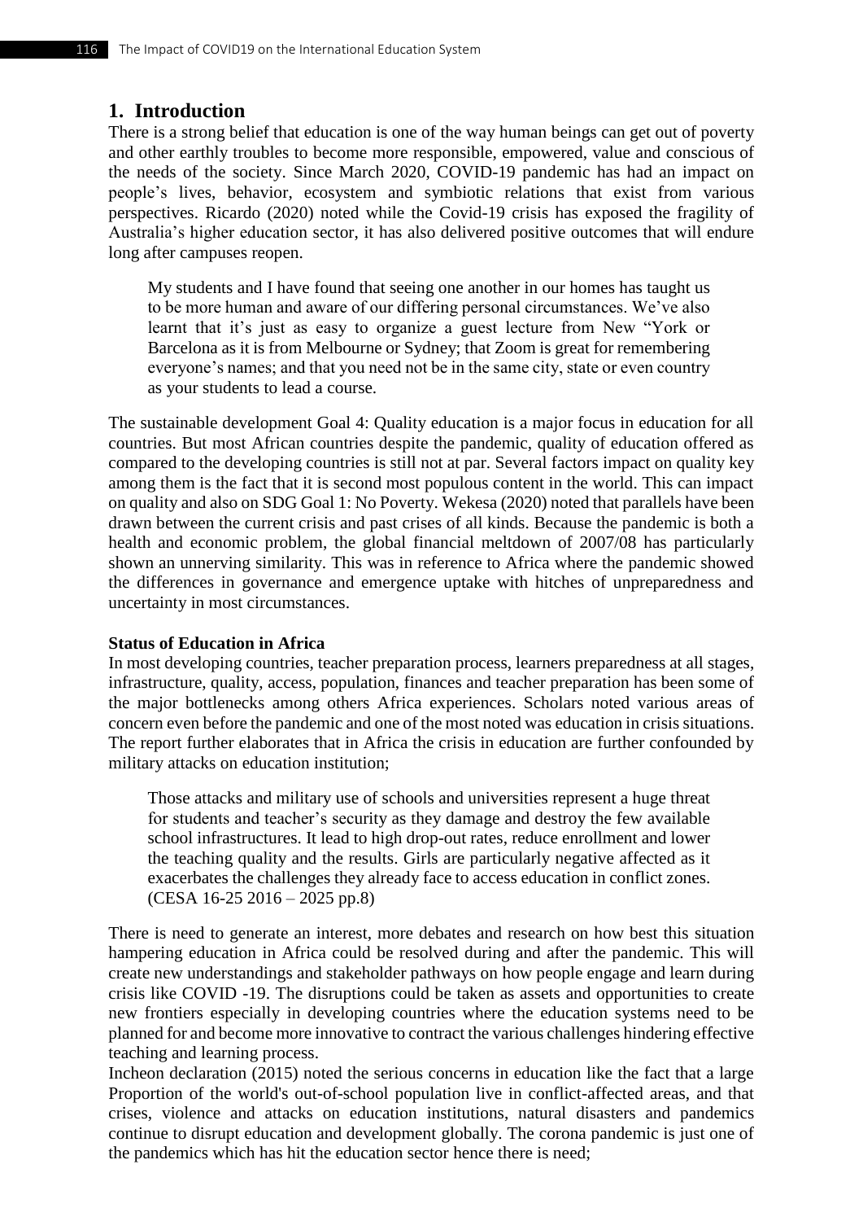## 1. Introduction

There is a strong belief that education is one of the way human beings can get out of poverty and other earthly troubles to become more responsible, empowered, value and conscious of the needs of the society. Since March 2020, COVID-19 pandemic has had an impact on people's lives, behavior, ecosystem and symbiotic relations that exist from various perspectives. Ricardo (2020) noted while the Covid-19 crisis has exposed the fragility of Australia's higher education sector, it has also delivered positive outcomes that will endure long after campuses reopen.

> My students and I have found that seeing one another in our homes has taught us to be more human and aware of our differing personal circumstances. We've also learnt that it's just as easy to organize a guest lecture from New "York or Barcelona as it is from Melbourne or Sydney; that Zoom is great for remembering everyone's names; and that you need not be in the same city, state or even country as your students to lead a course.

The sustainable development Goal 4: Quality education is a major focus in education for all countries. But most African countries despite the pandemic, quality of education offered as compared to the developing countries is still not at par. Several factors impact on quality key among them is the fact that it is second most populous content in the world. This can impact on quality and also on SDG Goal 1: No Poverty. Wekesa (2020) noted that parallels have been drawn between the current crisis and past crises of all kinds. Because the pandemic is both a health and economic problem, the global financial meltdown of 2007/08 has particularly shown an unnerving similarity. This was in reference to Africa where the pandemic showed the differences in governance and emergence uptake with hitches of unpreparedness and uncertainty in most circumstances.

**Status of Education in Africa**

In most developing countries, teacher preparation process, learners preparedness at all stages, infrastructure, quality, access, population, finances and teacher preparation has been some of the major bottlenecks among others Africa experiences. Scholars noted various areas of concern even before the pandemic and one of the most noted was education in crisis situations. The report further elaborates that in Africa the crisis in education are further confounded by military attacks on education institution;

> Those attacks and military use of schools and universities represent a huge threat for students and teacher's security as they damage and destroy the few available school infrastructures. It lead to high drop-out rates, reduce enrollment and lower the teaching quality and the results. Girls are particularly negative affected as it exacerbates the challenges they already face to access education in conflict zones. (CESA 16-25 2016 – 2025 pp.8)

There is need to generate an interest, more debates and research on how best this situation hampering education in Africa could be resolved during and after the pandemic. This will create new understandings and stakeholder pathways on how people engage and learn during crisis like COVID -19. The disruptions could be taken as assets and opportunities to create new frontiers especially in developing countries where the education systems need to be planned for and become more innovative to contract the various challenges hindering effective teaching and learning process.

Incheon declaration (2015) noted the serious concerns in education like the fact that a large Proportion of the world's out-of-school population live in conflict-affected areas, and that crises, violence and attacks on education institutions, natural disasters and pandemics continue to disrupt education and development globally. The corona pandemic is just one of the pandemics which has hit the education sector hence there is need;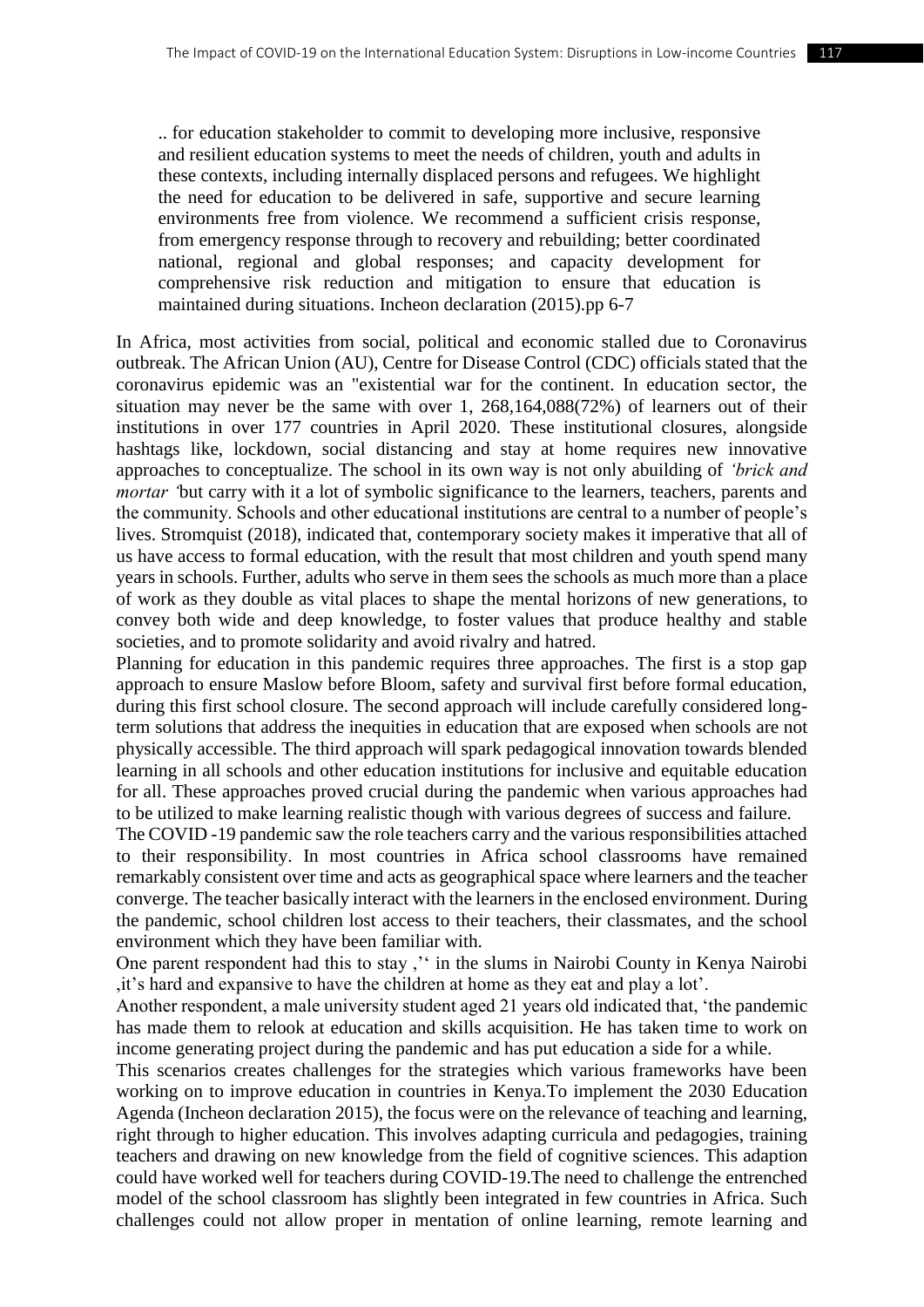> .. for education stakeholder to commit to developing more inclusive, responsive and resilient education systems to meet the needs of children, youth and adults in these contexts, including internally displaced persons and refugees. We highlight the need for education to be delivered in safe, supportive and secure learning environments free from violence. We recommend a sufficient crisis response, from emergency response through to recovery and rebuilding; better coordinated national, regional and global responses; and capacity development for comprehensive risk reduction and mitigation to ensure that education is maintained during situations. Incheon declaration (2015).pp 6-7

In Africa, most activities from social, political and economic stalled due to Coronavirus outbreak. The African Union (AU), Centre for Disease Control (CDC) officials stated that the coronavirus epidemic was an "existential war for the continent. In education sector, the situation may never be the same with over 1, 268,164,088(72%) of learners out of their institutions in over 177 countries in April 2020. These institutional closures, alongside hashtags like, lockdown, social distancing and stay at home requires new innovative approaches to conceptualize. The school in its own way is not only abuilding of *'brick and mortar '*but carry with it a lot of symbolic significance to the learners, teachers, parents and the community. Schools and other educational institutions are central to a number of people's lives. Stromquist (2018), indicated that, contemporary society makes it imperative that all of us have access to formal education, with the result that most children and youth spend many years in schools. Further, adults who serve in them sees the schools as much more than a place of work as they double as vital places to shape the mental horizons of new generations, to convey both wide and deep knowledge, to foster values that produce healthy and stable societies, and to promote solidarity and avoid rivalry and hatred.

Planning for education in this pandemic requires three approaches. The first is a stop gap approach to ensure Maslow before Bloom, safety and survival first before formal education, during this first school closure. The second approach will include carefully considered long-term solutions that address the inequities in education that are exposed when schools are not physically accessible. The third approach will spark pedagogical innovation towards blended learning in all schools and other education institutions for inclusive and equitable education for all. These approaches proved crucial during the pandemic when various approaches had to be utilized to make learning realistic though with various degrees of success and failure.

The COVID -19 pandemic saw the role teachers carry and the various responsibilities attached to their responsibility. In most countries in Africa school classrooms have remained remarkably consistent over time and acts as geographical space where learners and the teacher converge. The teacher basically interact with the learners in the enclosed environment. During the pandemic, school children lost access to their teachers, their classmates, and the school environment which they have been familiar with.

One parent respondent had this to stay ,'' in the slums in Nairobi County in Kenya Nairobi ,it's hard and expansive to have the children at home as they eat and play a lot'.

Another respondent, a male university student aged 21 years old indicated that, 'the pandemic has made them to relook at education and skills acquisition. He has taken time to work on income generating project during the pandemic and has put education a side for a while.

This scenarios creates challenges for the strategies which various frameworks have been working on to improve education in countries in Kenya.To implement the 2030 Education Agenda (Incheon declaration 2015), the focus were on the relevance of teaching and learning, right through to higher education. This involves adapting curricula and pedagogies, training teachers and drawing on new knowledge from the field of cognitive sciences. This adaption could have worked well for teachers during COVID-19.The need to challenge the entrenched model of the school classroom has slightly been integrated in few countries in Africa. Such challenges could not allow proper in mentation of online learning, remote learning and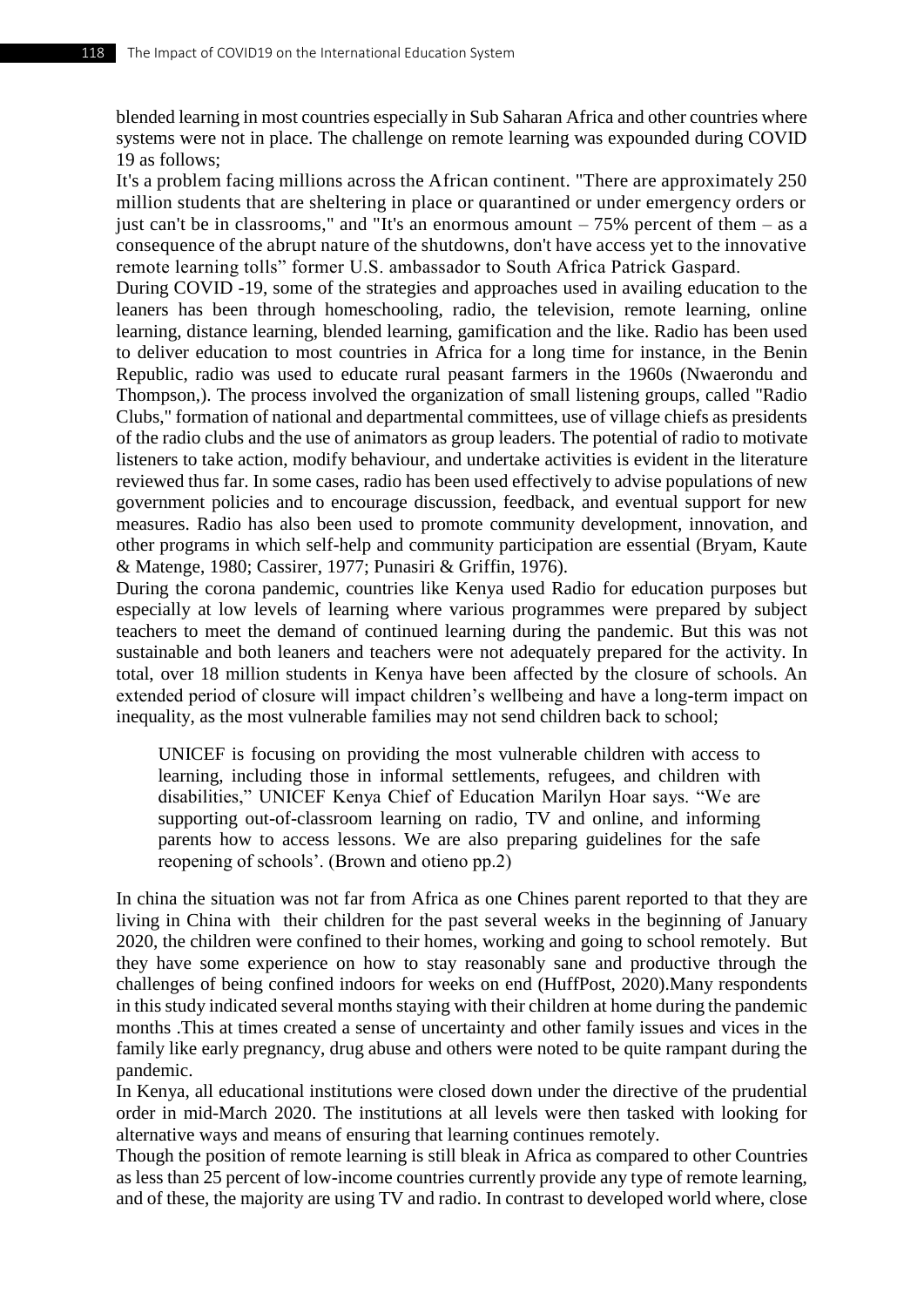blended learning in most countries especially in Sub Saharan Africa and other countries where systems were not in place. The challenge on remote learning was expounded during COVID 19 as follows;

It's a problem facing millions across the African continent. "There are approximately 250 million students that are sheltering in place or quarantined or under emergency orders or just can't be in classrooms," and "It's an enormous amount – 75% percent of them – as a consequence of the abrupt nature of the shutdowns, don't have access yet to the innovative remote learning tolls" former U.S. ambassador to South Africa Patrick Gaspard.

During COVID -19, some of the strategies and approaches used in availing education to the leaners has been through homeschooling, radio, the television, remote learning, online learning, distance learning, blended learning, gamification and the like. Radio has been used to deliver education to most countries in Africa for a long time for instance, in the Benin Republic, radio was used to educate rural peasant farmers in the 1960s (Nwaerondu and Thompson,). The process involved the organization of small listening groups, called "Radio Clubs," formation of national and departmental committees, use of village chiefs as presidents of the radio clubs and the use of animators as group leaders. The potential of radio to motivate listeners to take action, modify behaviour, and undertake activities is evident in the literature reviewed thus far. In some cases, radio has been used effectively to advise populations of new government policies and to encourage discussion, feedback, and eventual support for new measures. Radio has also been used to promote community development, innovation, and other programs in which self-help and community participation are essential (Bryam, Kaute & Matenge, 1980; Cassirer, 1977; Punasiri & Griffin, 1976).

During the corona pandemic, countries like Kenya used Radio for education purposes but especially at low levels of learning where various programmes were prepared by subject teachers to meet the demand of continued learning during the pandemic. But this was not sustainable and both leaners and teachers were not adequately prepared for the activity. In total, over 18 million students in Kenya have been affected by the closure of schools. An extended period of closure will impact children's wellbeing and have a long-term impact on inequality, as the most vulnerable families may not send children back to school;

> UNICEF is focusing on providing the most vulnerable children with access to learning, including those in informal settlements, refugees, and children with disabilities," UNICEF Kenya Chief of Education Marilyn Hoar says. "We are supporting out-of-classroom learning on radio, TV and online, and informing parents how to access lessons. We are also preparing guidelines for the safe reopening of schools'. (Brown and otieno pp.2)

In china the situation was not far from Africa as one Chines parent reported to that they are living in China with their children for the past several weeks in the beginning of January 2020, the children were confined to their homes, working and going to school remotely. But they have some experience on how to stay reasonably sane and productive through the challenges of being confined indoors for weeks on end (HuffPost, 2020).Many respondents in this study indicated several months staying with their children at home during the pandemic months .This at times created a sense of uncertainty and other family issues and vices in the family like early pregnancy, drug abuse and others were noted to be quite rampant during the pandemic.

In Kenya, all educational institutions were closed down under the directive of the prudential order in mid-March 2020. The institutions at all levels were then tasked with looking for alternative ways and means of ensuring that learning continues remotely.

Though the position of remote learning is still bleak in Africa as compared to other Countries as less than 25 percent of low-income countries currently provide any type of remote learning, and of these, the majority are using TV and radio. In contrast to developed world where, close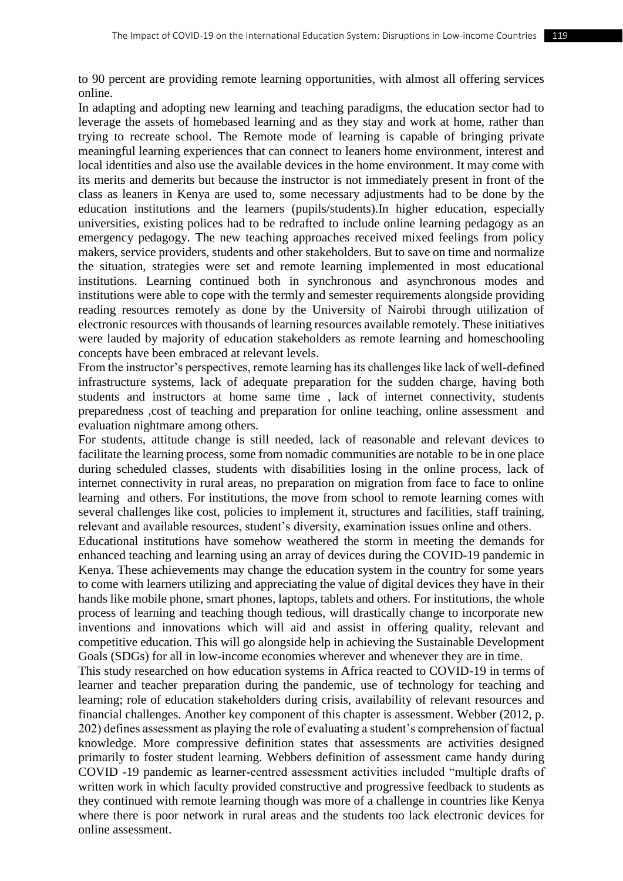to 90 percent are providing remote learning opportunities, with almost all offering services online.

In adapting and adopting new learning and teaching paradigms, the education sector had to leverage the assets of homebased learning and as they stay and work at home, rather than trying to recreate school. The Remote mode of learning is capable of bringing private meaningful learning experiences that can connect to leaners home environment, interest and local identities and also use the available devices in the home environment. It may come with its merits and demerits but because the instructor is not immediately present in front of the class as leaners in Kenya are used to, some necessary adjustments had to be done by the education institutions and the learners (pupils/students).In higher education, especially universities, existing polices had to be redrafted to include online learning pedagogy as an emergency pedagogy. The new teaching approaches received mixed feelings from policy makers, service providers, students and other stakeholders. But to save on time and normalize the situation, strategies were set and remote learning implemented in most educational institutions. Learning continued both in synchronous and asynchronous modes and institutions were able to cope with the termly and semester requirements alongside providing reading resources remotely as done by the University of Nairobi through utilization of electronic resources with thousands of learning resources available remotely. These initiatives were lauded by majority of education stakeholders as remote learning and homeschooling concepts have been embraced at relevant levels.

From the instructor's perspectives, remote learning has its challenges like lack of well-defined infrastructure systems, lack of adequate preparation for the sudden charge, having both students and instructors at home same time , lack of internet connectivity, students preparedness ,cost of teaching and preparation for online teaching, online assessment and evaluation nightmare among others.

For students, attitude change is still needed, lack of reasonable and relevant devices to facilitate the learning process, some from nomadic communities are notable to be in one place during scheduled classes, students with disabilities losing in the online process, lack of internet connectivity in rural areas, no preparation on migration from face to face to online learning and others. For institutions, the move from school to remote learning comes with several challenges like cost, policies to implement it, structures and facilities, staff training, relevant and available resources, student's diversity, examination issues online and others.

Educational institutions have somehow weathered the storm in meeting the demands for enhanced teaching and learning using an array of devices during the COVID-19 pandemic in Kenya. These achievements may change the education system in the country for some years to come with learners utilizing and appreciating the value of digital devices they have in their hands like mobile phone, smart phones, laptops, tablets and others. For institutions, the whole process of learning and teaching though tedious, will drastically change to incorporate new inventions and innovations which will aid and assist in offering quality, relevant and competitive education. This will go alongside help in achieving the Sustainable Development Goals (SDGs) for all in low-income economies wherever and whenever they are in time.

This study researched on how education systems in Africa reacted to COVID-19 in terms of learner and teacher preparation during the pandemic, use of technology for teaching and learning; role of education stakeholders during crisis, availability of relevant resources and financial challenges. Another key component of this chapter is assessment. Webber (2012, p. 202) defines assessment as playing the role of evaluating a student's comprehension of factual knowledge. More compressive definition states that assessments are activities designed primarily to foster student learning. Webbers definition of assessment came handy during COVID -19 pandemic as learner-centred assessment activities included "multiple drafts of written work in which faculty provided constructive and progressive feedback to students as they continued with remote learning though was more of a challenge in countries like Kenya where there is poor network in rural areas and the students too lack electronic devices for online assessment.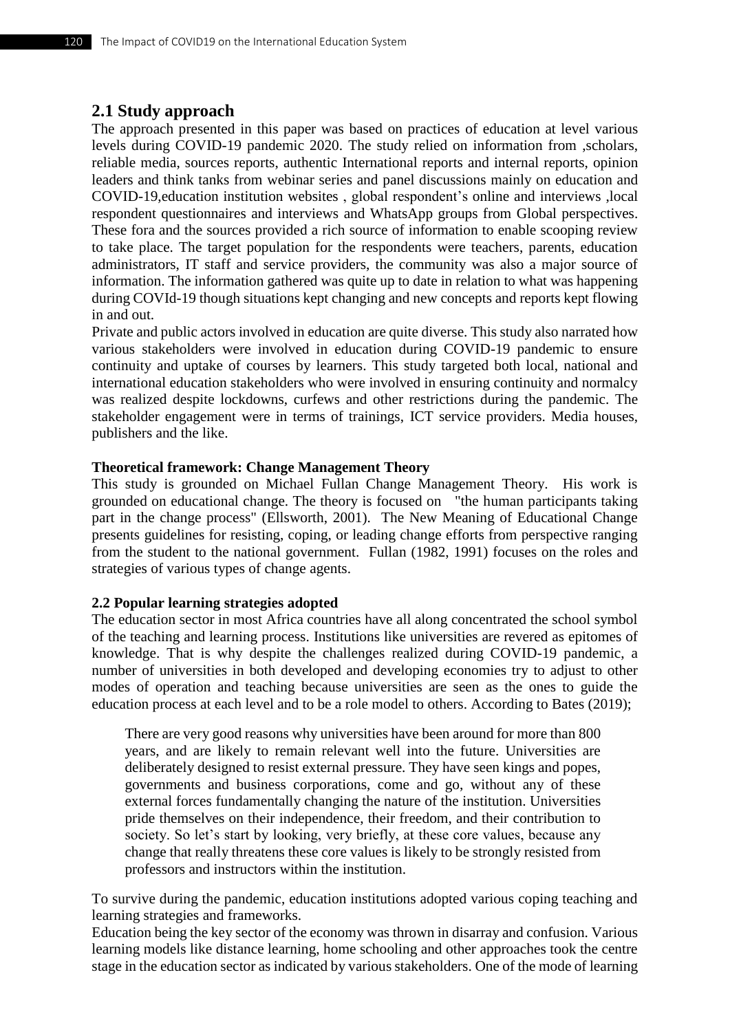## 2.1 Study approach

The approach presented in this paper was based on practices of education at level various levels during COVID-19 pandemic 2020. The study relied on information from ,scholars, reliable media, sources reports, authentic International reports and internal reports, opinion leaders and think tanks from webinar series and panel discussions mainly on education and COVID-19,education institution websites , global respondent's online and interviews ,local respondent questionnaires and interviews and WhatsApp groups from Global perspectives. These fora and the sources provided a rich source of information to enable scooping review to take place. The target population for the respondents were teachers, parents, education administrators, IT staff and service providers, the community was also a major source of information. The information gathered was quite up to date in relation to what was happening during COVId-19 though situations kept changing and new concepts and reports kept flowing in and out.

Private and public actors involved in education are quite diverse. This study also narrated how various stakeholders were involved in education during COVID-19 pandemic to ensure continuity and uptake of courses by learners. This study targeted both local, national and international education stakeholders who were involved in ensuring continuity and normalcy was realized despite lockdowns, curfews and other restrictions during the pandemic. The stakeholder engagement were in terms of trainings, ICT service providers. Media houses, publishers and the like.

**Theoretical framework: Change Management Theory**

This study is grounded on Michael Fullan Change Management Theory. His work is grounded on educational change. The theory is focused on "the human participants taking part in the change process" (Ellsworth, 2001). The New Meaning of Educational Change presents guidelines for resisting, coping, or leading change efforts from perspective ranging from the student to the national government. Fullan (1982, 1991) focuses on the roles and strategies of various types of change agents.

**2.2 Popular learning strategies adopted**

The education sector in most Africa countries have all along concentrated the school symbol of the teaching and learning process. Institutions like universities are revered as epitomes of knowledge. That is why despite the challenges realized during COVID-19 pandemic, a number of universities in both developed and developing economies try to adjust to other modes of operation and teaching because universities are seen as the ones to guide the education process at each level and to be a role model to others. According to Bates (2019);

> There are very good reasons why universities have been around for more than 800 years, and are likely to remain relevant well into the future. Universities are deliberately designed to resist external pressure. They have seen kings and popes, governments and business corporations, come and go, without any of these external forces fundamentally changing the nature of the institution. Universities pride themselves on their independence, their freedom, and their contribution to society. So let's start by looking, very briefly, at these core values, because any change that really threatens these core values is likely to be strongly resisted from professors and instructors within the institution.

To survive during the pandemic, education institutions adopted various coping teaching and learning strategies and frameworks.

Education being the key sector of the economy was thrown in disarray and confusion. Various learning models like distance learning, home schooling and other approaches took the centre stage in the education sector as indicated by various stakeholders. One of the mode of learning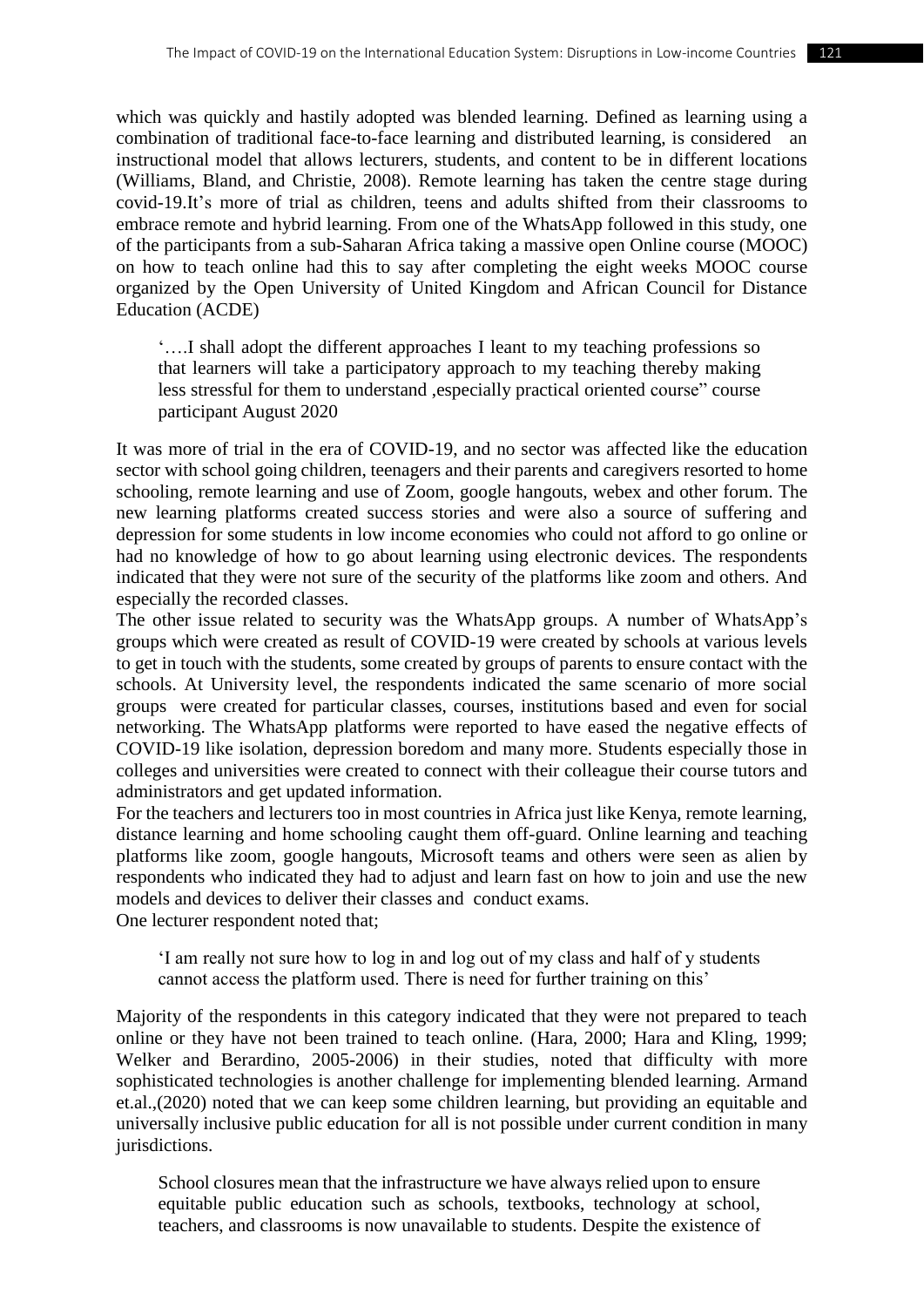which was quickly and hastily adopted was blended learning. Defined as learning using a combination of traditional face-to-face learning and distributed learning, is considered an instructional model that allows lecturers, students, and content to be in different locations (Williams, Bland, and Christie, 2008). Remote learning has taken the centre stage during covid-19.It's more of trial as children, teens and adults shifted from their classrooms to embrace remote and hybrid learning. From one of the WhatsApp followed in this study, one of the participants from a sub-Saharan Africa taking a massive open Online course (MOOC) on how to teach online had this to say after completing the eight weeks MOOC course organized by the Open University of United Kingdom and African Council for Distance Education (ACDE)

> '….I shall adopt the different approaches I leant to my teaching professions so that learners will take a participatory approach to my teaching thereby making less stressful for them to understand ,especially practical oriented course" course participant August 2020

It was more of trial in the era of COVID-19, and no sector was affected like the education sector with school going children, teenagers and their parents and caregivers resorted to home schooling, remote learning and use of Zoom, google hangouts, webex and other forum. The new learning platforms created success stories and were also a source of suffering and depression for some students in low income economies who could not afford to go online or had no knowledge of how to go about learning using electronic devices. The respondents indicated that they were not sure of the security of the platforms like zoom and others. And especially the recorded classes.

The other issue related to security was the WhatsApp groups. A number of WhatsApp's groups which were created as result of COVID-19 were created by schools at various levels to get in touch with the students, some created by groups of parents to ensure contact with the schools. At University level, the respondents indicated the same scenario of more social groups were created for particular classes, courses, institutions based and even for social networking. The WhatsApp platforms were reported to have eased the negative effects of COVID-19 like isolation, depression boredom and many more. Students especially those in colleges and universities were created to connect with their colleague their course tutors and administrators and get updated information.

For the teachers and lecturers too in most countries in Africa just like Kenya, remote learning, distance learning and home schooling caught them off-guard. Online learning and teaching platforms like zoom, google hangouts, Microsoft teams and others were seen as alien by respondents who indicated they had to adjust and learn fast on how to join and use the new models and devices to deliver their classes and conduct exams.

One lecturer respondent noted that;

> 'I am really not sure how to log in and log out of my class and half of y students cannot access the platform used. There is need for further training on this'

Majority of the respondents in this category indicated that they were not prepared to teach online or they have not been trained to teach online. (Hara, 2000; Hara and Kling, 1999; Welker and Berardino, 2005-2006) in their studies, noted that difficulty with more sophisticated technologies is another challenge for implementing blended learning. Armand et.al.,(2020) noted that we can keep some children learning, but providing an equitable and universally inclusive public education for all is not possible under current condition in many jurisdictions.

> School closures mean that the infrastructure we have always relied upon to ensure equitable public education such as schools, textbooks, technology at school, teachers, and classrooms is now unavailable to students. Despite the existence of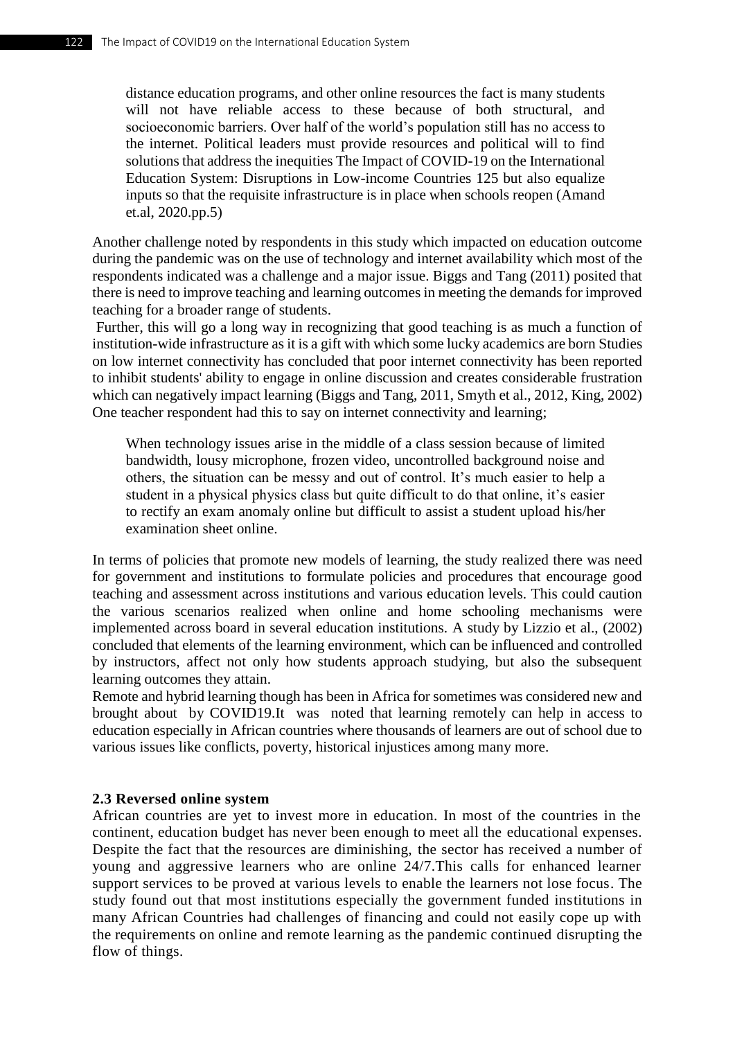> distance education programs, and other online resources the fact is many students will not have reliable access to these because of both structural, and socioeconomic barriers. Over half of the world's population still has no access to the internet. Political leaders must provide resources and political will to find solutions that address the inequities The Impact of COVID-19 on the International Education System: Disruptions in Low-income Countries 125 but also equalize inputs so that the requisite infrastructure is in place when schools reopen (Amand et.al, 2020.pp.5)

Another challenge noted by respondents in this study which impacted on education outcome during the pandemic was on the use of technology and internet availability which most of the respondents indicated was a challenge and a major issue. Biggs and Tang (2011) posited that there is need to improve teaching and learning outcomes in meeting the demands for improved teaching for a broader range of students.

Further, this will go a long way in recognizing that good teaching is as much a function of institution-wide infrastructure as it is a gift with which some lucky academics are born Studies on low internet connectivity has concluded that poor internet connectivity has been reported to inhibit students' ability to engage in online discussion and creates considerable frustration which can negatively impact learning (Biggs and Tang, 2011, Smyth et al., 2012, King, 2002) One teacher respondent had this to say on internet connectivity and learning;

> When technology issues arise in the middle of a class session because of limited bandwidth, lousy microphone, frozen video, uncontrolled background noise and others, the situation can be messy and out of control. It's much easier to help a student in a physical physics class but quite difficult to do that online, it's easier to rectify an exam anomaly online but difficult to assist a student upload his/her examination sheet online.

In terms of policies that promote new models of learning, the study realized there was need for government and institutions to formulate policies and procedures that encourage good teaching and assessment across institutions and various education levels. This could caution the various scenarios realized when online and home schooling mechanisms were implemented across board in several education institutions. A study by Lizzio et al., (2002) concluded that elements of the learning environment, which can be influenced and controlled by instructors, affect not only how students approach studying, but also the subsequent learning outcomes they attain.

Remote and hybrid learning though has been in Africa for sometimes was considered new and brought about by COVID19.It was noted that learning remotely can help in access to education especially in African countries where thousands of learners are out of school due to various issues like conflicts, poverty, historical injustices among many more.

### 2.3 Reversed online system

African countries are yet to invest more in education. In most of the countries in the continent, education budget has never been enough to meet all the educational expenses. Despite the fact that the resources are diminishing, the sector has received a number of young and aggressive learners who are online 24/7.This calls for enhanced learner support services to be proved at various levels to enable the learners not lose focus. The study found out that most institutions especially the government funded institutions in many African Countries had challenges of financing and could not easily cope up with the requirements on online and remote learning as the pandemic continued disrupting the flow of things.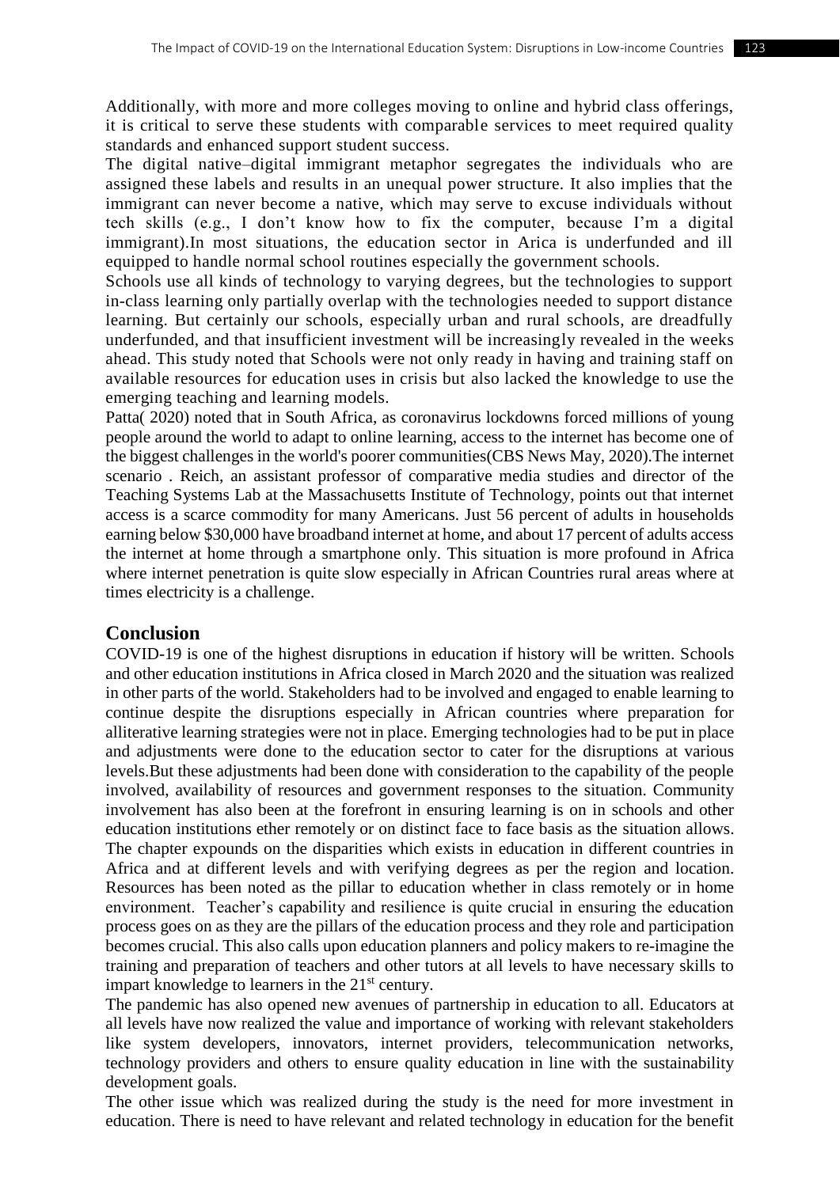Additionally, with more and more colleges moving to online and hybrid class offerings, it is critical to serve these students with comparable services to meet required quality standards and enhanced support student success.

The digital native–digital immigrant metaphor segregates the individuals who are assigned these labels and results in an unequal power structure. It also implies that the immigrant can never become a native, which may serve to excuse individuals without tech skills (e.g., I don't know how to fix the computer, because I'm a digital immigrant).In most situations, the education sector in Arica is underfunded and ill equipped to handle normal school routines especially the government schools.

Schools use all kinds of technology to varying degrees, but the technologies to support in-class learning only partially overlap with the technologies needed to support distance learning. But certainly our schools, especially urban and rural schools, are dreadfully underfunded, and that insufficient investment will be increasingly revealed in the weeks ahead. This study noted that Schools were not only ready in having and training staff on available resources for education uses in crisis but also lacked the knowledge to use the emerging teaching and learning models.

Patta( 2020) noted that in South Africa, as coronavirus lockdowns forced millions of young people around the world to adapt to online learning, access to the internet has become one of the biggest challenges in the world's poorer communities(CBS News May, 2020).The internet scenario . Reich, an assistant professor of comparative media studies and director of the Teaching Systems Lab at the Massachusetts Institute of Technology, points out that internet access is a scarce commodity for many Americans. Just 56 percent of adults in households earning below $30,000 have broadband internet at home, and about 17 percent of adults access the internet at home through a smartphone only. This situation is more profound in Africa where internet penetration is quite slow especially in African Countries rural areas where at times electricity is a challenge.

## Conclusion

COVID-19 is one of the highest disruptions in education if history will be written. Schools and other education institutions in Africa closed in March 2020 and the situation was realized in other parts of the world. Stakeholders had to be involved and engaged to enable learning to continue despite the disruptions especially in African countries where preparation for alliterative learning strategies were not in place. Emerging technologies had to be put in place and adjustments were done to the education sector to cater for the disruptions at various levels.But these adjustments had been done with consideration to the capability of the people involved, availability of resources and government responses to the situation. Community involvement has also been at the forefront in ensuring learning is on in schools and other education institutions ether remotely or on distinct face to face basis as the situation allows. The chapter expounds on the disparities which exists in education in different countries in Africa and at different levels and with verifying degrees as per the region and location. Resources has been noted as the pillar to education whether in class remotely or in home environment. Teacher's capability and resilience is quite crucial in ensuring the education process goes on as they are the pillars of the education process and they role and participation becomes crucial. This also calls upon education planners and policy makers to re-imagine the training and preparation of teachers and other tutors at all levels to have necessary skills to impart knowledge to learners in the 21st century.

The pandemic has also opened new avenues of partnership in education to all. Educators at all levels have now realized the value and importance of working with relevant stakeholders like system developers, innovators, internet providers, telecommunication networks, technology providers and others to ensure quality education in line with the sustainability development goals.

The other issue which was realized during the study is the need for more investment in education. There is need to have relevant and related technology in education for the benefit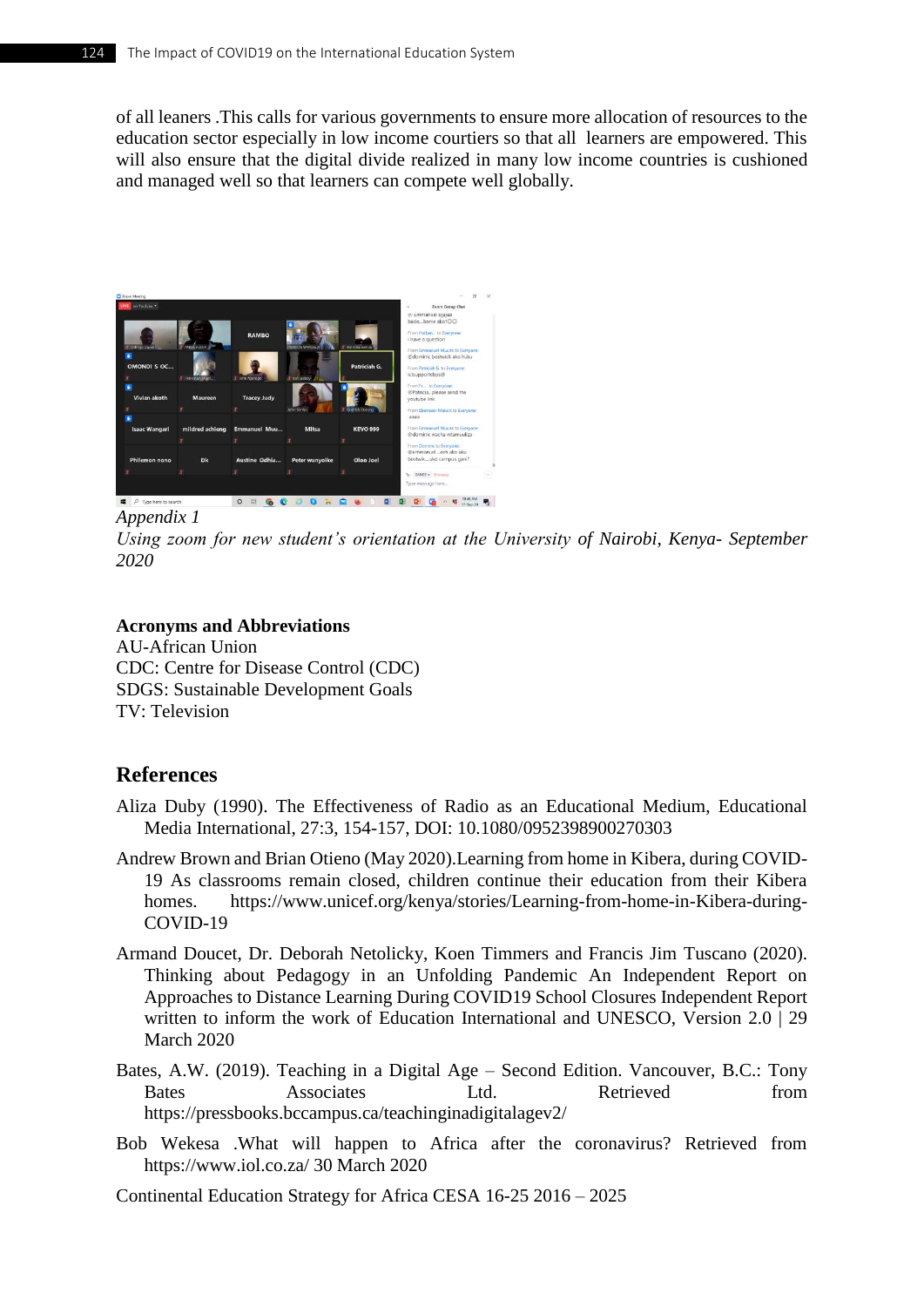of all leaners .This calls for various governments to ensure more allocation of resources to the education sector especially in low income courtiers so that all learners are empowered. This will also ensure that the digital divide realized in many low income countries is cushioned and managed well so that learners can compete well globally.

*Appendix 1*

*Using zoom for new student's orientation at the University of Nairobi, Kenya- September 2020*

**Acronyms and Abbreviations**

AU-African Union
CDC: Centre for Disease Control (CDC)
SDGS: Sustainable Development Goals
TV: Television

## References

Aliza Duby (1990). The Effectiveness of Radio as an Educational Medium, Educational Media International, 27:3, 154-157, DOI: 10.1080/0952398900270303

Andrew Brown and Brian Otieno (May 2020).Learning from home in Kibera, during COVID-19 As classrooms remain closed, children continue their education from their Kibera homes. https://www.unicef.org/kenya/stories/Learning-from-home-in-Kibera-during-COVID-19

Armand Doucet, Dr. Deborah Netolicky, Koen Timmers and Francis Jim Tuscano (2020). Thinking about Pedagogy in an Unfolding Pandemic An Independent Report on Approaches to Distance Learning During COVID19 School Closures Independent Report written to inform the work of Education International and UNESCO, Version 2.0 | 29 March 2020

Bates, A.W. (2019). Teaching in a Digital Age – Second Edition. Vancouver, B.C.: Tony Bates Associates Ltd. Retrieved from https://pressbooks.bccampus.ca/teachinginadigitalagev2/

Bob Wekesa .What will happen to Africa after the coronavirus? Retrieved from https://www.iol.co.za/ 30 March 2020

Continental Education Strategy for Africa CESA 16-25 2016 – 2025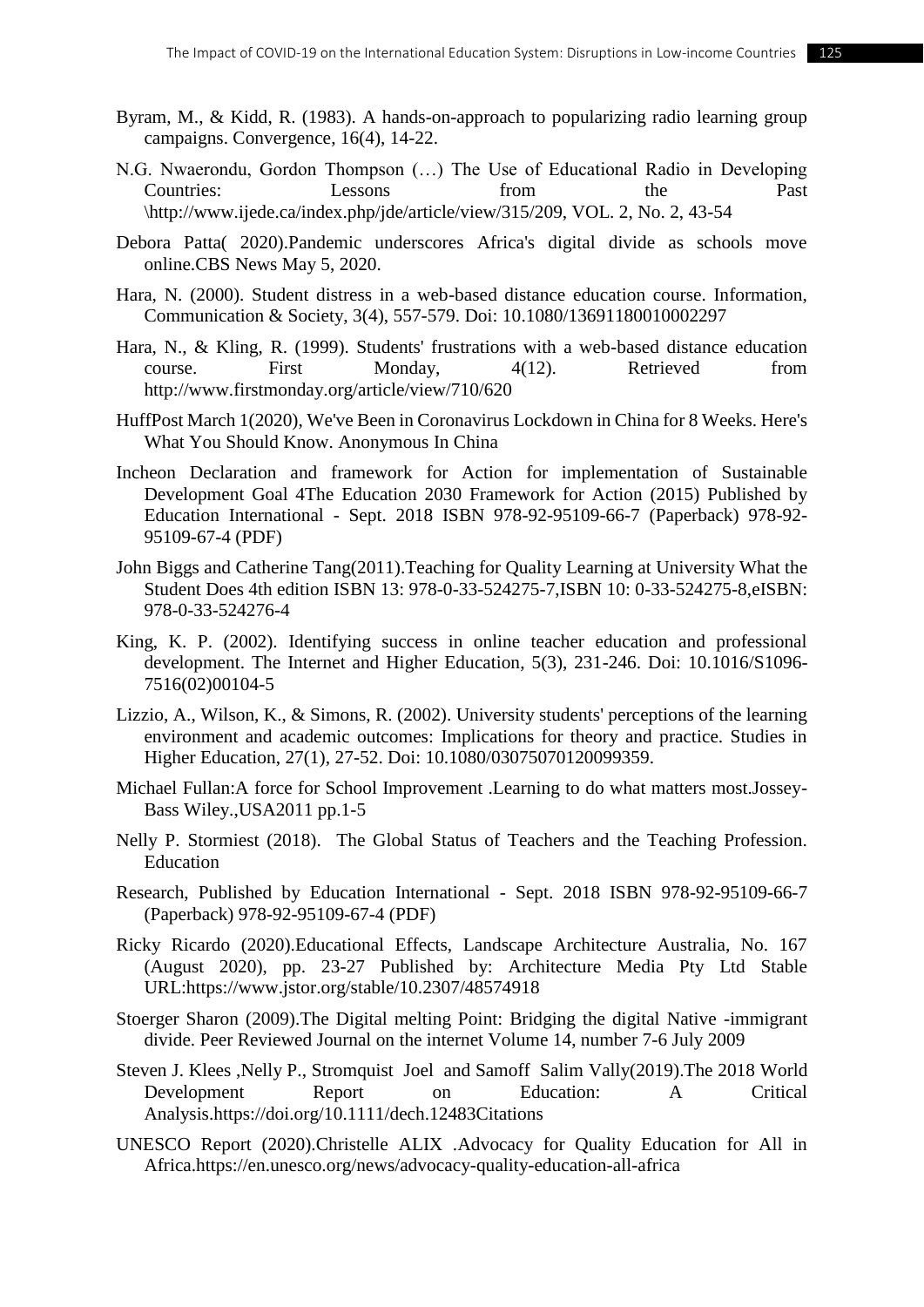Byram, M., & Kidd, R. (1983). A hands-on-approach to popularizing radio learning group campaigns. Convergence, 16(4), 14-22.

N.G. Nwaerondu, Gordon Thompson (…) The Use of Educational Radio in Developing Countries: Lessons from the Past \http://www.ijede.ca/index.php/jde/article/view/315/209, VOL. 2, No. 2, 43-54

Debora Patta( 2020).Pandemic underscores Africa's digital divide as schools move online.CBS News May 5, 2020.

Hara, N. (2000). Student distress in a web-based distance education course. Information, Communication & Society, 3(4), 557-579. Doi: 10.1080/13691180010002297

Hara, N., & Kling, R. (1999). Students' frustrations with a web-based distance education course. First Monday, 4(12). Retrieved from http://www.firstmonday.org/article/view/710/620

HuffPost March 1(2020), We've Been in Coronavirus Lockdown in China for 8 Weeks. Here's What You Should Know. Anonymous In China

Incheon Declaration and framework for Action for implementation of Sustainable Development Goal 4The Education 2030 Framework for Action (2015) Published by Education International - Sept. 2018 ISBN 978-92-95109-66-7 (Paperback) 978-92-95109-67-4 (PDF)

John Biggs and Catherine Tang(2011).Teaching for Quality Learning at University What the Student Does 4th edition ISBN 13: 978-0-33-524275-7,ISBN 10: 0-33-524275-8,eISBN: 978-0-33-524276-4

King, K. P. (2002). Identifying success in online teacher education and professional development. The Internet and Higher Education, 5(3), 231-246. Doi: 10.1016/S1096-7516(02)00104-5

Lizzio, A., Wilson, K., & Simons, R. (2002). University students' perceptions of the learning environment and academic outcomes: Implications for theory and practice. Studies in Higher Education, 27(1), 27-52. Doi: 10.1080/03075070120099359.

Michael Fullan:A force for School Improvement .Learning to do what matters most.Jossey-Bass Wiley.,USA2011 pp.1-5

Nelly P. Stormiest (2018). The Global Status of Teachers and the Teaching Profession. Education

Research, Published by Education International - Sept. 2018 ISBN 978-92-95109-66-7 (Paperback) 978-92-95109-67-4 (PDF)

Ricky Ricardo (2020).Educational Effects, Landscape Architecture Australia, No. 167 (August 2020), pp. 23-27 Published by: Architecture Media Pty Ltd Stable URL:https://www.jstor.org/stable/10.2307/48574918

Stoerger Sharon (2009).The Digital melting Point: Bridging the digital Native -immigrant divide. Peer Reviewed Journal on the internet Volume 14, number 7-6 July 2009

Steven J. Klees ,Nelly P., Stromquist Joel and Samoff Salim Vally(2019).The 2018 World Development Report on Education: A Critical Analysis.https://doi.org/10.1111/dech.12483Citations

UNESCO Report (2020).Christelle ALIX .Advocacy for Quality Education for All in Africa.https://en.unesco.org/news/advocacy-quality-education-all-africa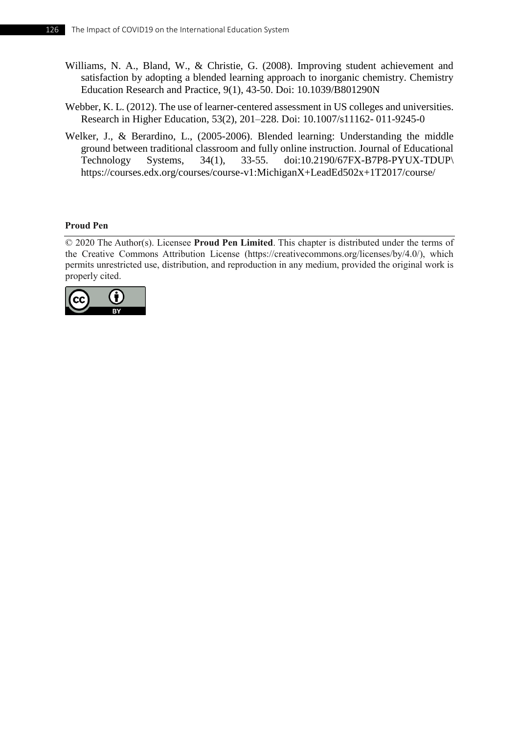Williams, N. A., Bland, W., & Christie, G. (2008). Improving student achievement and satisfaction by adopting a blended learning approach to inorganic chemistry. Chemistry Education Research and Practice, 9(1), 43-50. Doi: 10.1039/B801290N

Webber, K. L. (2012). The use of learner-centered assessment in US colleges and universities. Research in Higher Education, 53(2), 201–228. Doi: 10.1007/s11162- 011-9245-0

Welker, J., & Berardino, L., (2005-2006). Blended learning: Understanding the middle ground between traditional classroom and fully online instruction. Journal of Educational Technology Systems, 34(1), 33-55. doi:10.2190/67FX-B7P8-PYUX-TDUP\ https://courses.edx.org/courses/course-v1:MichiganX+LeadEd502x+1T2017/course/

**Proud Pen**

© 2020 The Author(s). Licensee **Proud Pen Limited**. This chapter is distributed under the terms of the Creative Commons Attribution License (https://creativecommons.org/licenses/by/4.0/), which permits unrestricted use, distribution, and reproduction in any medium, provided the original work is properly cited.